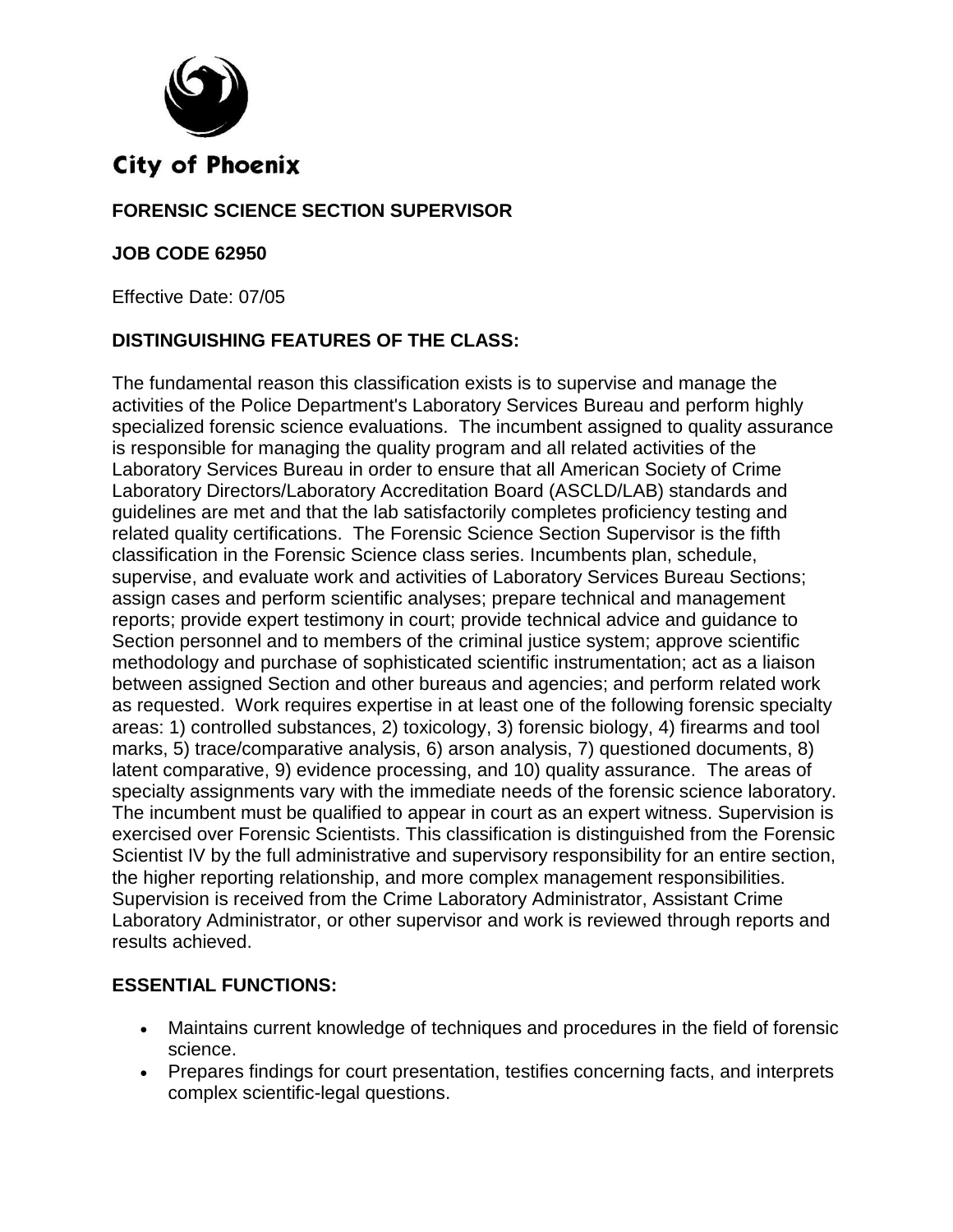City of Phoenix

# FORENSIC SCIENCE SECTION SUPERVISOR

**JOB CODE 62950**

Effective Date: 07/05

## DISTINGUISHING FEATURES OF THE CLASS:

The fundamental reason this classification exists is to supervise and manage the activities of the Police Department's Laboratory Services Bureau and perform highly specialized forensic science evaluations. The incumbent assigned to quality assurance is responsible for managing the quality program and all related activities of the Laboratory Services Bureau in order to ensure that all American Society of Crime Laboratory Directors/Laboratory Accreditation Board (ASCLD/LAB) standards and guidelines are met and that the lab satisfactorily completes proficiency testing and related quality certifications. The Forensic Science Section Supervisor is the fifth classification in the Forensic Science class series. Incumbents plan, schedule, supervise, and evaluate work and activities of Laboratory Services Bureau Sections; assign cases and perform scientific analyses; prepare technical and management reports; provide expert testimony in court; provide technical advice and guidance to Section personnel and to members of the criminal justice system; approve scientific methodology and purchase of sophisticated scientific instrumentation; act as a liaison between assigned Section and other bureaus and agencies; and perform related work as requested. Work requires expertise in at least one of the following forensic specialty areas: 1) controlled substances, 2) toxicology, 3) forensic biology, 4) firearms and tool marks, 5) trace/comparative analysis, 6) arson analysis, 7) questioned documents, 8) latent comparative, 9) evidence processing, and 10) quality assurance. The areas of specialty assignments vary with the immediate needs of the forensic science laboratory. The incumbent must be qualified to appear in court as an expert witness. Supervision is exercised over Forensic Scientists. This classification is distinguished from the Forensic Scientist IV by the full administrative and supervisory responsibility for an entire section, the higher reporting relationship, and more complex management responsibilities. Supervision is received from the Crime Laboratory Administrator, Assistant Crime Laboratory Administrator, or other supervisor and work is reviewed through reports and results achieved.

## ESSENTIAL FUNCTIONS:

- Maintains current knowledge of techniques and procedures in the field of forensic science.
- Prepares findings for court presentation, testifies concerning facts, and interprets complex scientific-legal questions.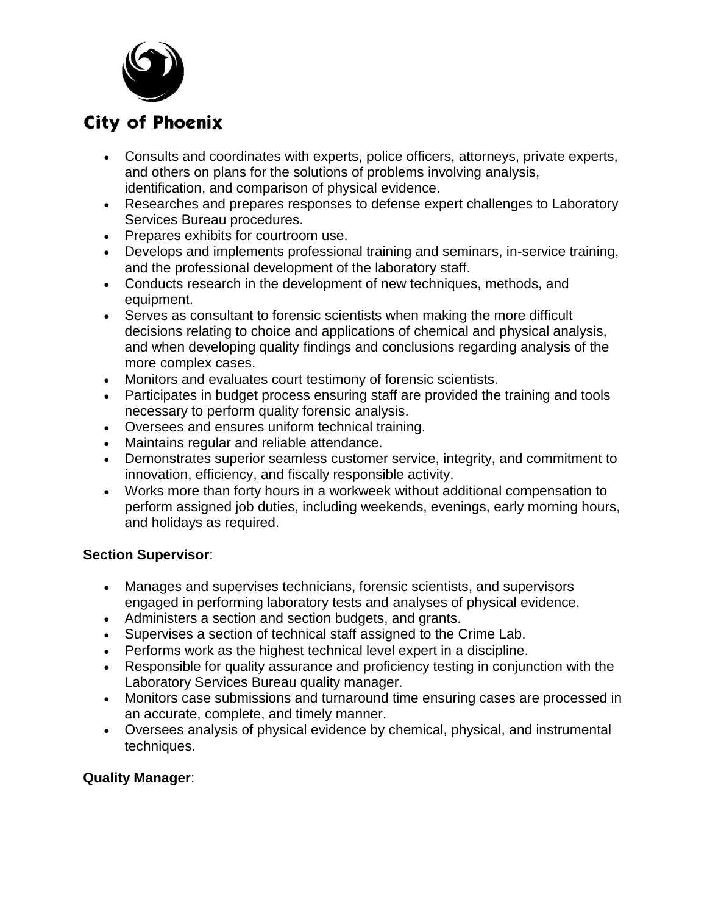- Consults and coordinates with experts, police officers, attorneys, private experts, and others on plans for the solutions of problems involving analysis, identification, and comparison of physical evidence.
- Researches and prepares responses to defense expert challenges to Laboratory Services Bureau procedures.
- Prepares exhibits for courtroom use.
- Develops and implements professional training and seminars, in-service training, and the professional development of the laboratory staff.
- Conducts research in the development of new techniques, methods, and equipment.
- Serves as consultant to forensic scientists when making the more difficult decisions relating to choice and applications of chemical and physical analysis, and when developing quality findings and conclusions regarding analysis of the more complex cases.
- Monitors and evaluates court testimony of forensic scientists.
- Participates in budget process ensuring staff are provided the training and tools necessary to perform quality forensic analysis.
- Oversees and ensures uniform technical training.
- Maintains regular and reliable attendance.
- Demonstrates superior seamless customer service, integrity, and commitment to innovation, efficiency, and fiscally responsible activity.
- Works more than forty hours in a workweek without additional compensation to perform assigned job duties, including weekends, evenings, early morning hours, and holidays as required.

**Section Supervisor**:

- Manages and supervises technicians, forensic scientists, and supervisors engaged in performing laboratory tests and analyses of physical evidence.
- Administers a section and section budgets, and grants.
- Supervises a section of technical staff assigned to the Crime Lab.
- Performs work as the highest technical level expert in a discipline.
- Responsible for quality assurance and proficiency testing in conjunction with the Laboratory Services Bureau quality manager.
- Monitors case submissions and turnaround time ensuring cases are processed in an accurate, complete, and timely manner.
- Oversees analysis of physical evidence by chemical, physical, and instrumental techniques.

**Quality Manager**: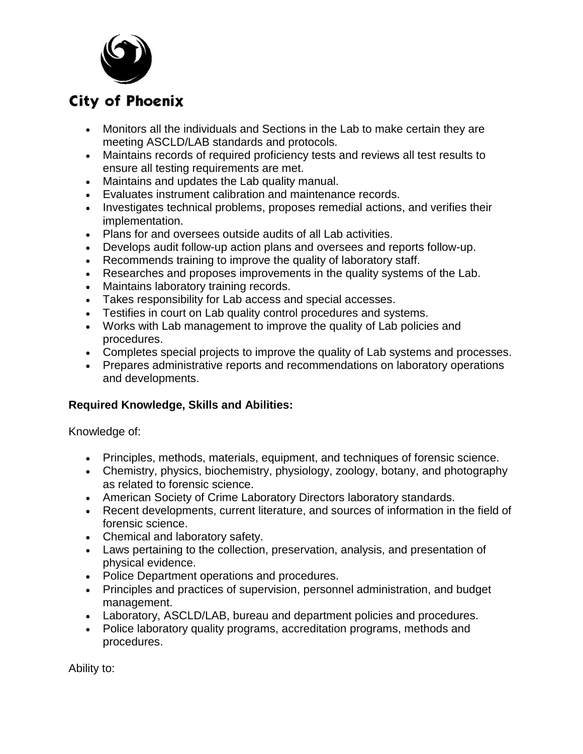- Monitors all the individuals and Sections in the Lab to make certain they are meeting ASCLD/LAB standards and protocols.
- Maintains records of required proficiency tests and reviews all test results to ensure all testing requirements are met.
- Maintains and updates the Lab quality manual.
- Evaluates instrument calibration and maintenance records.
- Investigates technical problems, proposes remedial actions, and verifies their implementation.
- Plans for and oversees outside audits of all Lab activities.
- Develops audit follow-up action plans and oversees and reports follow-up.
- Recommends training to improve the quality of laboratory staff.
- Researches and proposes improvements in the quality systems of the Lab.
- Maintains laboratory training records.
- Takes responsibility for Lab access and special accesses.
- Testifies in court on Lab quality control procedures and systems.
- Works with Lab management to improve the quality of Lab policies and procedures.
- Completes special projects to improve the quality of Lab systems and processes.
- Prepares administrative reports and recommendations on laboratory operations and developments.

**Required Knowledge, Skills and Abilities:**

Knowledge of:

- Principles, methods, materials, equipment, and techniques of forensic science.
- Chemistry, physics, biochemistry, physiology, zoology, botany, and photography as related to forensic science.
- American Society of Crime Laboratory Directors laboratory standards.
- Recent developments, current literature, and sources of information in the field of forensic science.
- Chemical and laboratory safety.
- Laws pertaining to the collection, preservation, analysis, and presentation of physical evidence.
- Police Department operations and procedures.
- Principles and practices of supervision, personnel administration, and budget management.
- Laboratory, ASCLD/LAB, bureau and department policies and procedures.
- Police laboratory quality programs, accreditation programs, methods and procedures.

Ability to: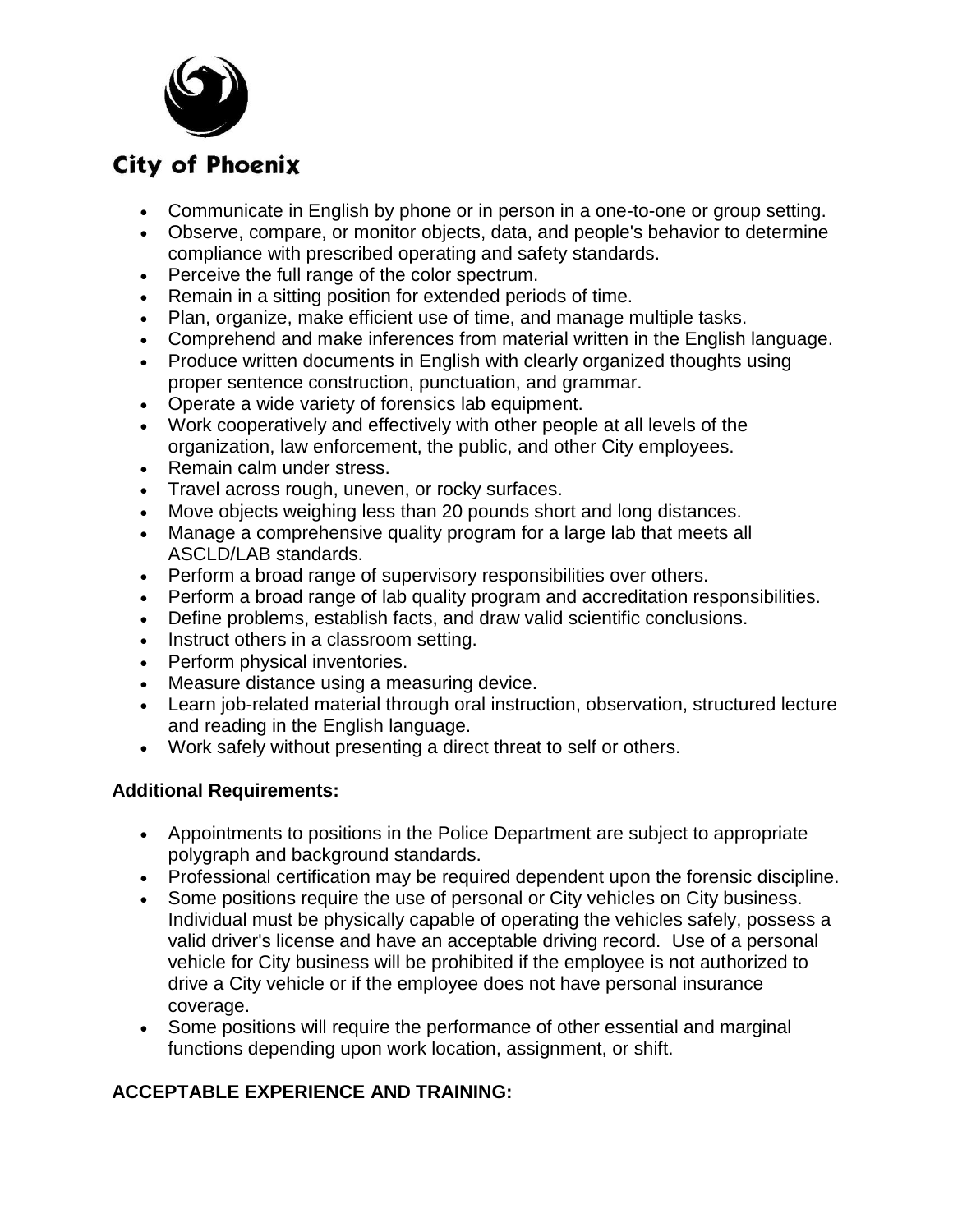City of Phoenix

- Communicate in English by phone or in person in a one-to-one or group setting.
- Observe, compare, or monitor objects, data, and people's behavior to determine compliance with prescribed operating and safety standards.
- Perceive the full range of the color spectrum.
- Remain in a sitting position for extended periods of time.
- Plan, organize, make efficient use of time, and manage multiple tasks.
- Comprehend and make inferences from material written in the English language.
- Produce written documents in English with clearly organized thoughts using proper sentence construction, punctuation, and grammar.
- Operate a wide variety of forensics lab equipment.
- Work cooperatively and effectively with other people at all levels of the organization, law enforcement, the public, and other City employees.
- Remain calm under stress.
- Travel across rough, uneven, or rocky surfaces.
- Move objects weighing less than 20 pounds short and long distances.
- Manage a comprehensive quality program for a large lab that meets all ASCLD/LAB standards.
- Perform a broad range of supervisory responsibilities over others.
- Perform a broad range of lab quality program and accreditation responsibilities.
- Define problems, establish facts, and draw valid scientific conclusions.
- Instruct others in a classroom setting.
- Perform physical inventories.
- Measure distance using a measuring device.
- Learn job-related material through oral instruction, observation, structured lecture and reading in the English language.
- Work safely without presenting a direct threat to self or others.

**Additional Requirements:**

- Appointments to positions in the Police Department are subject to appropriate polygraph and background standards.
- Professional certification may be required dependent upon the forensic discipline.
- Some positions require the use of personal or City vehicles on City business. Individual must be physically capable of operating the vehicles safely, possess a valid driver's license and have an acceptable driving record. Use of a personal vehicle for City business will be prohibited if the employee is not authorized to drive a City vehicle or if the employee does not have personal insurance coverage.
- Some positions will require the performance of other essential and marginal functions depending upon work location, assignment, or shift.

**ACCEPTABLE EXPERIENCE AND TRAINING:**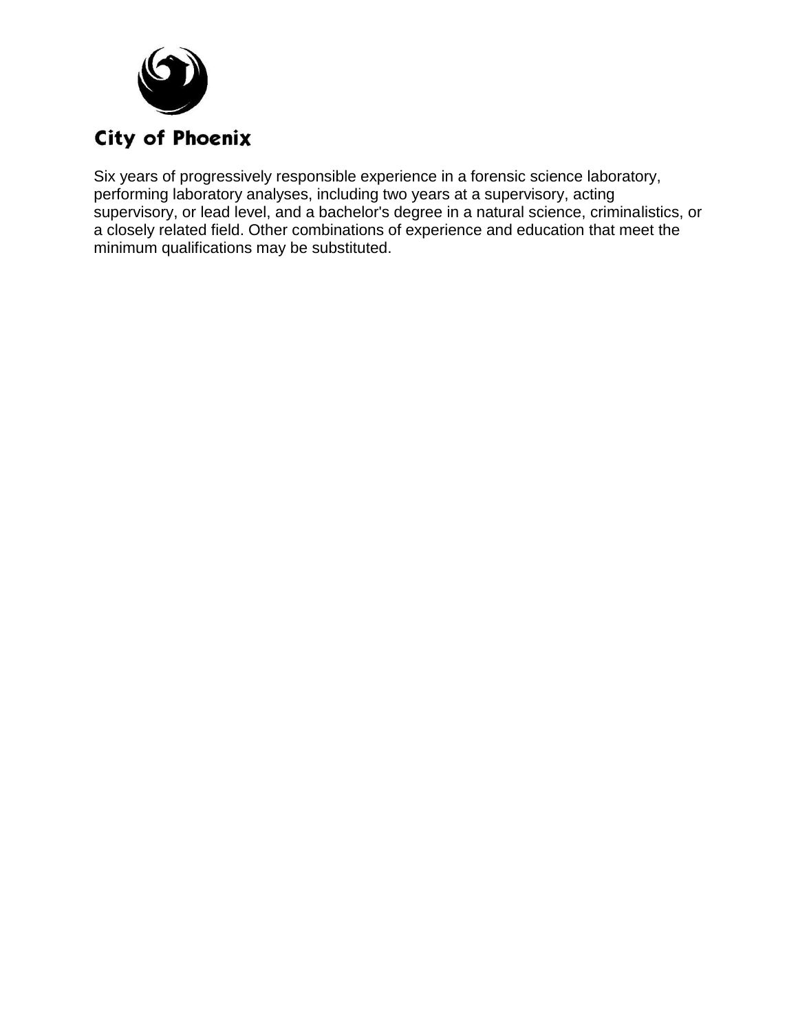Six years of progressively responsible experience in a forensic science laboratory, performing laboratory analyses, including two years at a supervisory, acting supervisory, or lead level, and a bachelor's degree in a natural science, criminalistics, or a closely related field. Other combinations of experience and education that meet the minimum qualifications may be substituted.